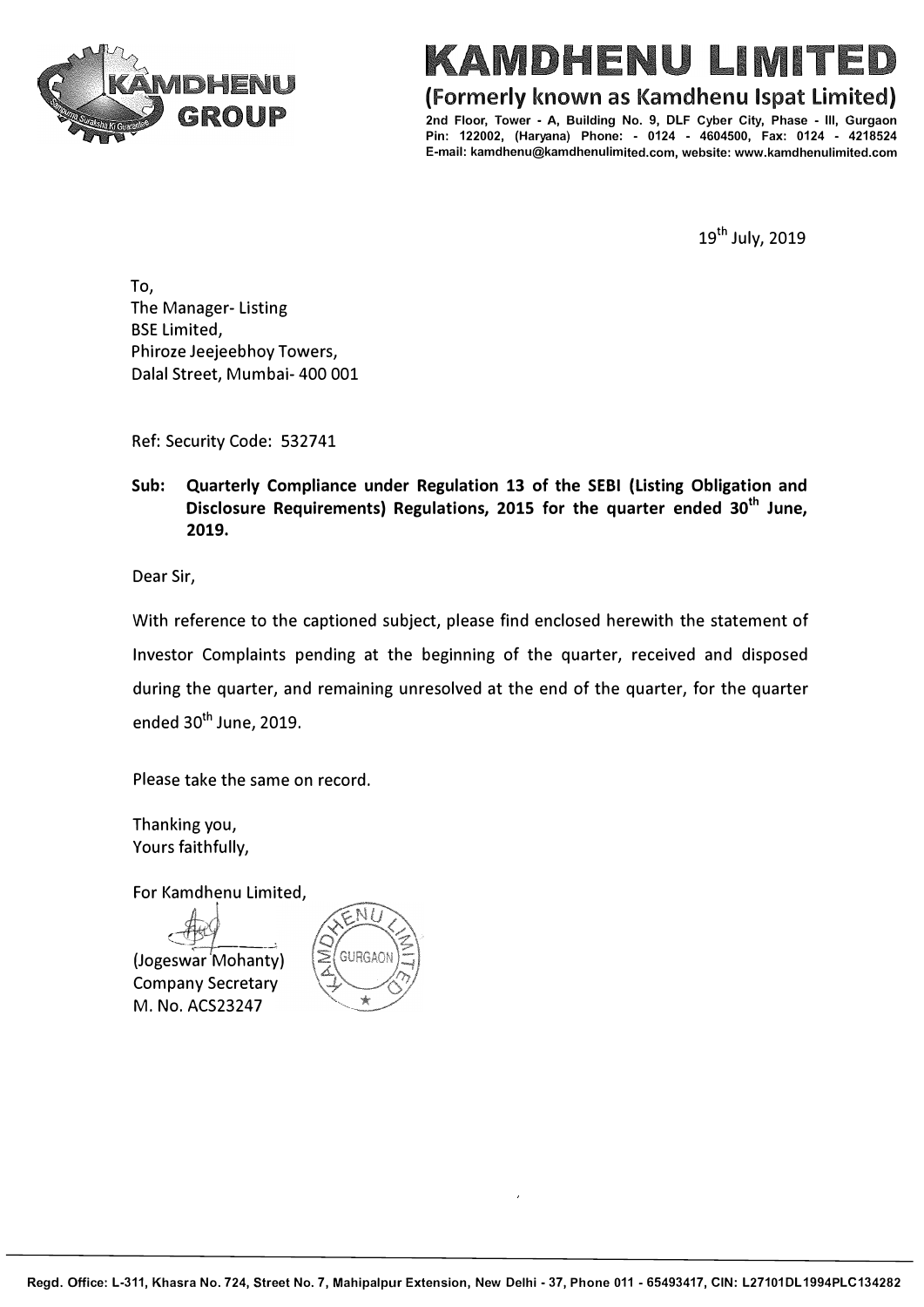# KAMDHENU LIMITED

**(Formerly known as Kamdhenu Ispat Limited)**

2nd Floor, Tower - A, Building No. 9, DLF Cyber City, Phase - III, Gurgaon Pin: 122002, (Haryana) Phone: - 0124 - 4604500, Fax: 0124 - 4218524 E-mail: kamdhenu@kamdhenulimited.com, website: www.kamdhenulimited.com

19th July, 2019

To,
The Manager- Listing
BSE Limited,
Phiroze Jeejeebhoy Towers,
Dalal Street, Mumbai- 400 001

Ref: Security Code: 532741

**Sub: Quarterly Compliance under Regulation 13 of the SEBI (Listing Obligation and Disclosure Requirements) Regulations, 2015 for the quarter ended 30th June, 2019.**

Dear Sir,

With reference to the captioned subject, please find enclosed herewith the statement of Investor Complaints pending at the beginning of the quarter, received and disposed during the quarter, and remaining unresolved at the end of the quarter, for the quarter ended 30th June, 2019.

Please take the same on record.

Thanking you,
Yours faithfully,

For Kamdhenu Limited,

(Jogeswar Mohanty)
Company Secretary
M. No. ACS23247

Regd. Office: L-311, Khasra No. 724, Street No. 7, Mahipalpur Extension, New Delhi - 37, Phone 011 - 65493417, CIN: L27101DL1994PLC134282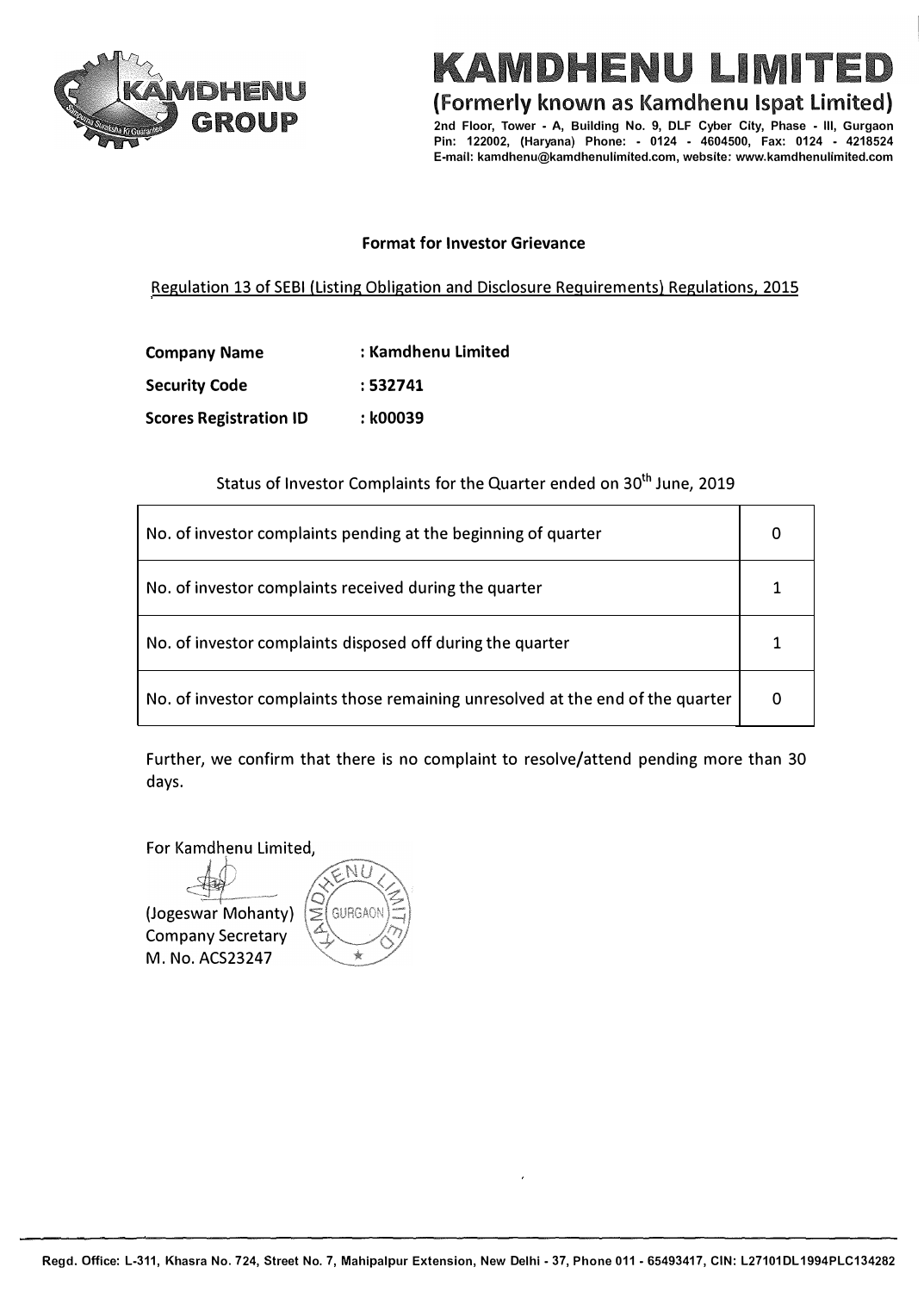# KAMDHENU LIMITED

**(Formerly known as Kamdhenu Ispat Limited)**

**2nd Floor, Tower - A, Building No. 9, DLF Cyber City, Phase - III, Gurgaon Pin: 122002, (Haryana) Phone: - 0124 - 4604500, Fax: 0124 - 4218524 E-mail: kamdhenu@kamdhenulimited.com, website: www.kamdhenulimited.com**

**Format for Investor Grievance**

Regulation 13 of SEBI (Listing Obligation and Disclosure Requirements) Regulations, 2015

| | |
|---|---|
| **Company Name** | **: Kamdhenu Limited** |
| **Security Code** | **: 532741** |
| **Scores Registration ID** | **: k00039** |

Status of Investor Complaints for the Quarter ended on 30th June, 2019

| | |
|---|---|
| No. of investor complaints pending at the beginning of quarter | 0 |
| No. of investor complaints received during the quarter | 1 |
| No. of investor complaints disposed off during the quarter | 1 |
| No. of investor complaints those remaining unresolved at the end of the quarter | 0 |

Further, we confirm that there is no complaint to resolve/attend pending more than 30 days.

For Kamdhenu Limited,

(Jogeswar Mohanty)
Company Secretary
M. No. ACS23247

Regd. Office: L-311, Khasra No. 724, Street No. 7, Mahipalpur Extension, New Delhi - 37, Phone 011 - 65493417, CIN: L27101DL1994PLC134282